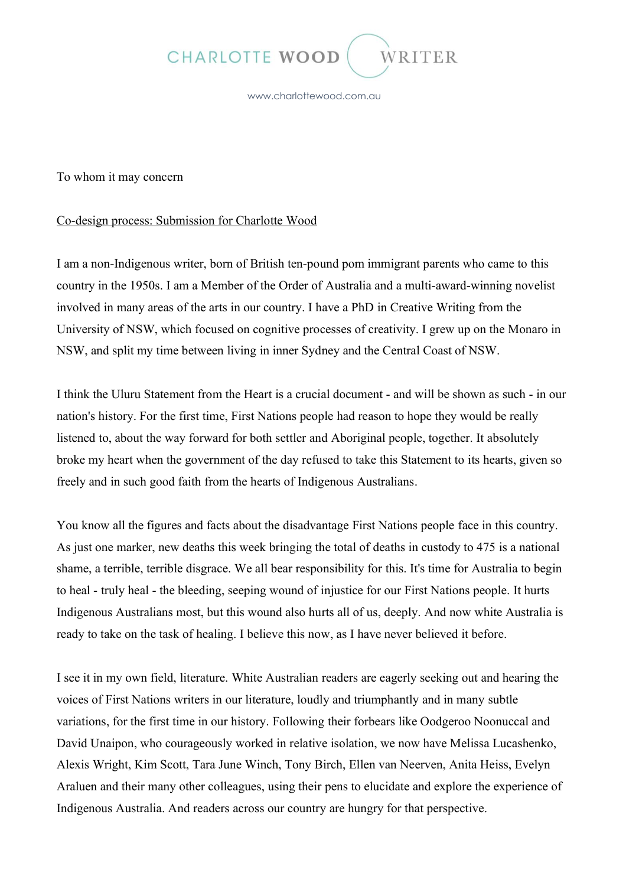CHARLOTTE WOOD WRITER

www.charlottewood.com.au

To whom it may concern

Co-design process: Submission for Charlotte Wood

I am a non-Indigenous writer, born of British ten-pound pom immigrant parents who came to this country in the 1950s. I am a Member of the Order of Australia and a multi-award-winning novelist involved in many areas of the arts in our country. I have a PhD in Creative Writing from the University of NSW, which focused on cognitive processes of creativity. I grew up on the Monaro in NSW, and split my time between living in inner Sydney and the Central Coast of NSW.

I think the Uluru Statement from the Heart is a crucial document - and will be shown as such - in our nation's history. For the first time, First Nations people had reason to hope they would be really listened to, about the way forward for both settler and Aboriginal people, together. It absolutely broke my heart when the government of the day refused to take this Statement to its hearts, given so freely and in such good faith from the hearts of Indigenous Australians.

You know all the figures and facts about the disadvantage First Nations people face in this country. As just one marker, new deaths this week bringing the total of deaths in custody to 475 is a national shame, a terrible, terrible disgrace. We all bear responsibility for this. It's time for Australia to begin to heal - truly heal - the bleeding, seeping wound of injustice for our First Nations people. It hurts Indigenous Australians most, but this wound also hurts all of us, deeply. And now white Australia is ready to take on the task of healing. I believe this now, as I have never believed it before.

I see it in my own field, literature. White Australian readers are eagerly seeking out and hearing the voices of First Nations writers in our literature, loudly and triumphantly and in many subtle variations, for the first time in our history. Following their forbears like Oodgeroo Noonuccal and David Unaipon, who courageously worked in relative isolation, we now have Melissa Lucashenko, Alexis Wright, Kim Scott, Tara June Winch, Tony Birch, Ellen van Neerven, Anita Heiss, Evelyn Araluen and their many other colleagues, using their pens to elucidate and explore the experience of Indigenous Australia. And readers across our country are hungry for that perspective.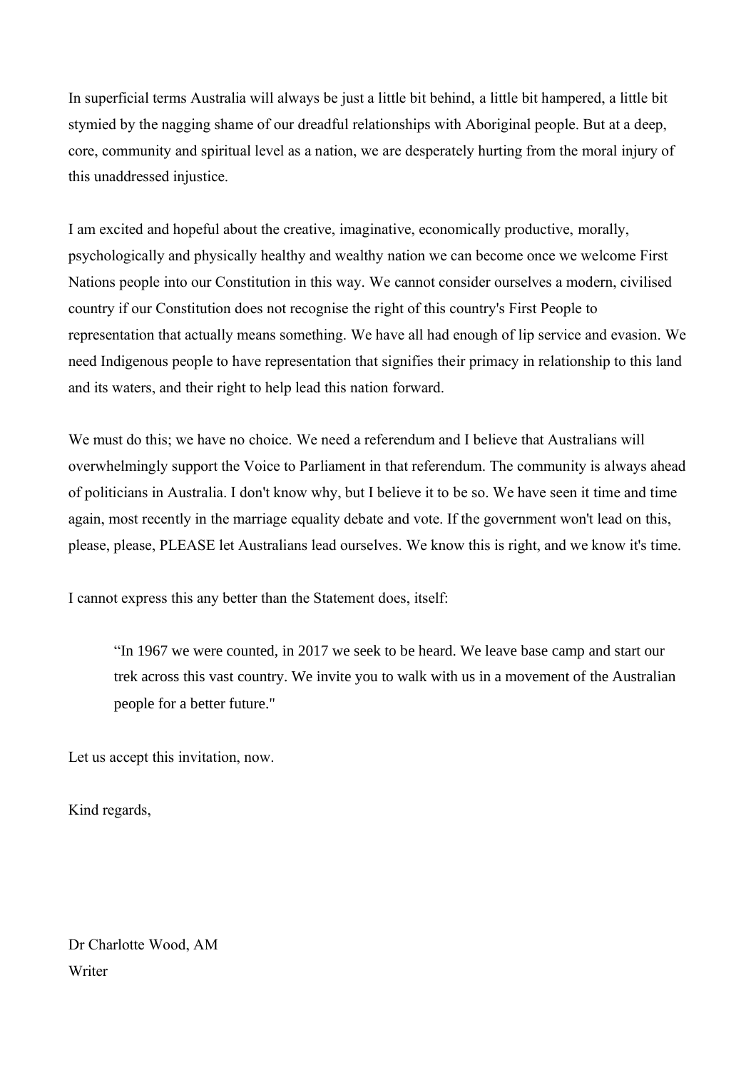In superficial terms Australia will always be just a little bit behind, a little bit hampered, a little bit stymied by the nagging shame of our dreadful relationships with Aboriginal people. But at a deep, core, community and spiritual level as a nation, we are desperately hurting from the moral injury of this unaddressed injustice.

I am excited and hopeful about the creative, imaginative, economically productive, morally, psychologically and physically healthy and wealthy nation we can become once we welcome First Nations people into our Constitution in this way. We cannot consider ourselves a modern, civilised country if our Constitution does not recognise the right of this country's First People to representation that actually means something. We have all had enough of lip service and evasion. We need Indigenous people to have representation that signifies their primacy in relationship to this land and its waters, and their right to help lead this nation forward.

We must do this; we have no choice. We need a referendum and I believe that Australians will overwhelmingly support the Voice to Parliament in that referendum. The community is always ahead of politicians in Australia. I don't know why, but I believe it to be so. We have seen it time and time again, most recently in the marriage equality debate and vote. If the government won't lead on this, please, please, PLEASE let Australians lead ourselves. We know this is right, and we know it's time.

I cannot express this any better than the Statement does, itself:

> "In 1967 we were counted, in 2017 we seek to be heard. We leave base camp and start our trek across this vast country. We invite you to walk with us in a movement of the Australian people for a better future."

Let us accept this invitation, now.

Kind regards,

Dr Charlotte Wood, AM
Writer